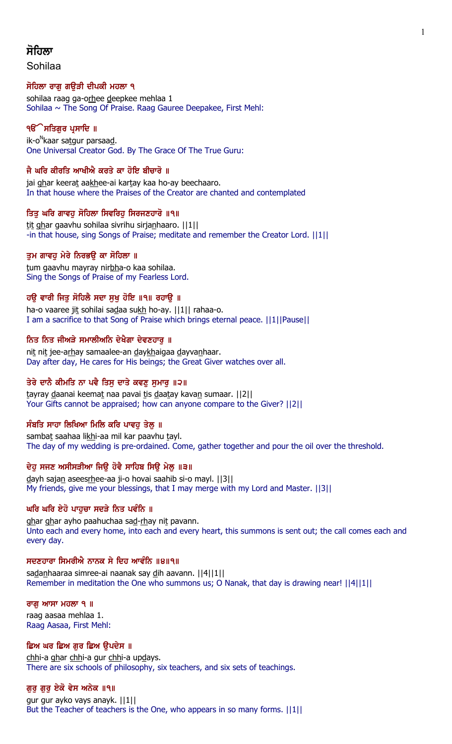# ਸੋਹਿਲਾ

Sohilaa

**ਸੋਹਿਲਾ ਰਾਗੁ ਗਉੜੀ ਦੀਪਕੀ ਮਹਲਾ ੧**

sohilaa raag ga-o<u>rh</u>ee <u>d</u>eepkee mehlaa 1

Sohilaa ~ The Song Of Praise. Raag Gauree Deepakee, First Mehl:

**ੴ ਸਤਿਗੁਰ ਪ੍ਰਸਾਦਿ ॥**

ik-o<sup>N</sup>kaar sa<u>t</u>gur parsaa<u>d</u>.

One Universal Creator God. By The Grace Of The True Guru:

**ਜੈ ਘਰਿ ਕੀਰਤਿ ਆਖੀਐ ਕਰਤੇ ਕਾ ਹੋਇ ਬੀਚਾਰੋ ॥**

jai <u>gh</u>ar keera<u>t</u> aa<u>kh</u>ee-ai kar<u>t</u>ay kaa ho-ay beechaaro.

In that house where the Praises of the Creator are chanted and contemplated

**ਤਿਤੁ ਘਰਿ ਗਾਵਹੁ ਸੋਹਿਲਾ ਸਿਵਰਿਹੁ ਸਿਰਜਣਹਾਰੋ ॥੧॥**

<u>t</u>i<u>t</u> <u>gh</u>ar gaavhu sohilaa sivrihu sirja<u>n</u>haaro. ||1||

-in that house, sing Songs of Praise; meditate and remember the Creator Lord. ||1||

**ਤੁਮ ਗਾਵਹੁ ਮੇਰੇ ਨਿਰਭਉ ਕਾ ਸੋਹਿਲਾ ॥**

<u>t</u>um gaavhu mayray nir<u>bh</u>a-o kaa sohilaa.

Sing the Songs of Praise of my Fearless Lord.

**ਹਉ ਵਾਰੀ ਜਿਤੁ ਸੋਹਿਲੈ ਸਦਾ ਸੁਖੁ ਹੋਇ ॥੧॥ ਰਹਾਉ ॥**

ha-o vaaree ji<u>t</u> sohilai sa<u>d</u>aa su<u>kh</u> ho-ay. ||1|| rahaa-o.

I am a sacrifice to that Song of Praise which brings eternal peace. ||1||Pause||

**ਨਿਤ ਨਿਤ ਜੀਅੜੇ ਸਮਾਲੀਅਨਿ ਦੇਖੈਗਾ ਦੇਵਣਹਾਰੁ ॥**

ni<u>t</u> ni<u>t</u> jee-a<u>rh</u>ay samaalee-an <u>d</u>ay<u>kh</u>aigaa <u>d</u>ayva<u>n</u>haar.

Day after day, He cares for His beings; the Great Giver watches over all.

**ਤੇਰੇ ਦਾਨੈ ਕੀਮਤਿ ਨਾ ਪਵੈ ਤਿਸੁ ਦਾਤੇ ਕਵਣੁ ਸੁਮਾਰੁ ॥੨॥**

<u>t</u>ayray <u>d</u>aanai keema<u>t</u> naa pavai <u>t</u>is <u>d</u>aa<u>t</u>ay kava<u>n</u> sumaar. ||2||

Your Gifts cannot be appraised; how can anyone compare to the Giver? ||2||

**ਸੰਬਤਿ ਸਾਹਾ ਲਿਖਿਆ ਮਿਲਿ ਕਰਿ ਪਾਵਹੁ ਤੇਲੁ ॥**

samba<u>t</u> saahaa li<u>kh</u>i-aa mil kar paavhu <u>t</u>ayl.

The day of my wedding is pre-ordained. Come, gather together and pour the oil over the threshold.

**ਦੇਹੁ ਸਜਣ ਅਸੀਸੜੀਆ ਜਿਉ ਹੋਵੈ ਸਾਹਿਬ ਸਿਉ ਮੇਲੁ ॥੩॥**

<u>d</u>ayh saja<u>n</u> asees<u>rh</u>ee-aa ji-o hovai saahib si-o mayl. ||3||

My friends, give me your blessings, that I may merge with my Lord and Master. ||3||

**ਘਰਿ ਘਰਿ ਏਹੋ ਪਾਹੁਚਾ ਸਦੜੇ ਨਿਤ ਪਵੰਨਿ ॥**

<u>gh</u>ar <u>gh</u>ar ayho paahuchaa sa<u>d</u>-<u>rh</u>ay ni<u>t</u> pavann.

Unto each and every home, into each and every heart, this summons is sent out; the call comes each and every day.

**ਸਦਣਹਾਰਾ ਸਿਮਰੀਐ ਨਾਨਕ ਸੇ ਦਿਹ ਆਵੰਨਿ ॥੪॥੧॥**

sa<u>d</u>a<u>n</u>haaraa simree-ai naanak say <u>d</u>ih aavann. ||4||1||

Remember in meditation the One who summons us; O Nanak, that day is drawing near! ||4||1||

**ਰਾਗੁ ਆਸਾ ਮਹਲਾ ੧ ॥**

raag aasaa mehlaa 1.

Raag Aasaa, First Mehl:

**ਛਿਅ ਘਰ ਛਿਅ ਗੁਰ ਛਿਅ ਉਪਦੇਸ ॥**

<u>chh</u>i-a <u>gh</u>ar <u>chh</u>i-a gur <u>chh</u>i-a up<u>d</u>ays.

There are six schools of philosophy, six teachers, and six sets of teachings.

**ਗੁਰੁ ਗੁਰੁ ਏਕੋ ਵੇਸ ਅਨੇਕ ॥੧॥**

gur gur ayko vays anayk. ||1||

But the Teacher of teachers is the One, who appears in so many forms. ||1||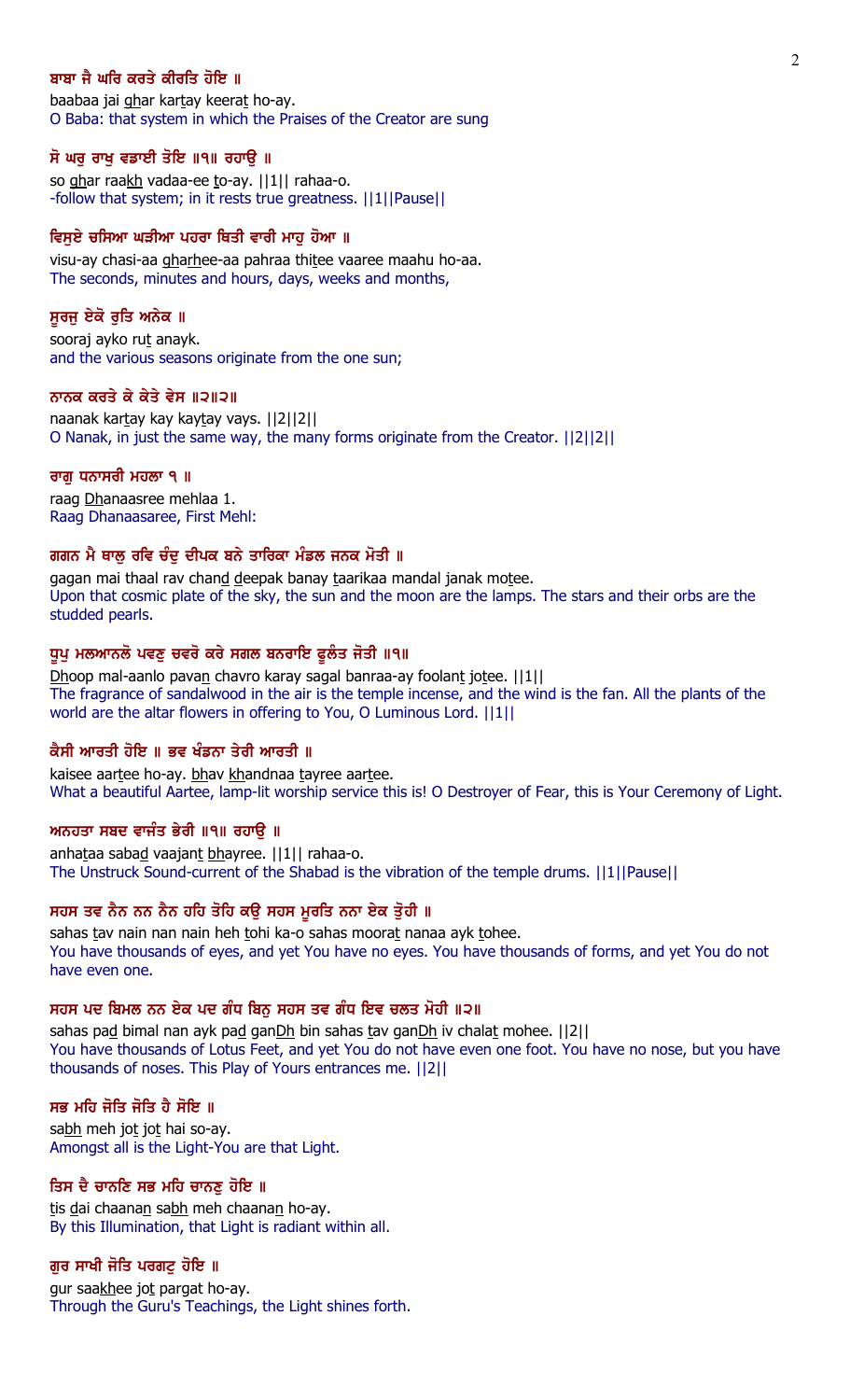**ਬਾਬਾ ਜੈ ਘਰਿ ਕਰਤੇ ਕੀਰਤਿ ਹੋਇ ॥**

baabaa jai ghar kartay keerat ho-ay.
O Baba: that system in which the Praises of the Creator are sung

**ਸੋ ਘਰੁ ਰਾਖੁ ਵਡਾਈ ਤੋਇ ॥੧॥ ਰਹਾਉ ॥**

so ghar raakh vadaa-ee to-ay. ||1|| rahaa-o.
-follow that system; in it rests true greatness. ||1||Pause||

**ਵਿਸੁਏ ਚਸਿਆ ਘੜੀਆ ਪਹਰਾ ਥਿਤੀ ਵਾਰੀ ਮਾਹੁ ਹੋਆ ॥**

visu-ay chasi-aa gharhee-aa pahraa thitee vaaree maahu ho-aa.
The seconds, minutes and hours, days, weeks and months,

**ਸੂਰਜੁ ਏਕੋ ਰੁਤਿ ਅਨੇਕ ॥**

sooraj ayko rut anayk.
and the various seasons originate from the one sun;

**ਨਾਨਕ ਕਰਤੇ ਕੇ ਕੇਤੇ ਵੇਸ ॥੨॥੨॥**

naanak kartay kay kaytay vays. ||2||2||
O Nanak, in just the same way, the many forms originate from the Creator. ||2||2||

**ਰਾਗੁ ਧਨਾਸਰੀ ਮਹਲਾ ੧ ॥**

raag Dhanaasree mehlaa 1.
Raag Dhanaasaree, First Mehl:

**ਗਗਨ ਮੈ ਥਾਲੁ ਰਵਿ ਚੰਦੁ ਦੀਪਕ ਬਨੇ ਤਾਰਿਕਾ ਮੰਡਲ ਜਨਕ ਮੋਤੀ ॥**

gagan mai thaal rav chand deepak banay taarikaa mandal janak motee.
Upon that cosmic plate of the sky, the sun and the moon are the lamps. The stars and their orbs are the studded pearls.

**ਧੂਪੁ ਮਲਆਨਲੋ ਪਵਣੁ ਚਵਰੋ ਕਰੇ ਸਗਲ ਬਨਰਾਇ ਫੂਲੰਤ ਜੋਤੀ ॥੧॥**

Dhoop mal-aanlo pavan chavro karay sagal banraa-ay foolant jotee. ||1||
The fragrance of sandalwood in the air is the temple incense, and the wind is the fan. All the plants of the world are the altar flowers in offering to You, O Luminous Lord. ||1||

**ਕੈਸੀ ਆਰਤੀ ਹੋਇ ॥ ਭਵ ਖੰਡਨਾ ਤੇਰੀ ਆਰਤੀ ॥**

kaisee aartee ho-ay. bhav khandnaa tayree aartee.
What a beautiful Aartee, lamp-lit worship service this is! O Destroyer of Fear, this is Your Ceremony of Light.

**ਅਨਹਤਾ ਸਬਦ ਵਾਜੰਤ ਭੇਰੀ ॥੧॥ ਰਹਾਉ ॥**

anhataa sabad vaajant bhayree. ||1|| rahaa-o.
The Unstruck Sound-current of the Shabad is the vibration of the temple drums. ||1||Pause||

**ਸਹਸ ਤਵ ਨੈਨ ਨਨ ਨੈਨ ਹਹਿ ਤੋਹਿ ਕਉ ਸਹਸ ਮੂਰਤਿ ਨਨਾ ਏਕ ਤੋੁਹੀ ॥**

sahas tav nain nan nain heh tohi ka-o sahas moorat nanaa ayk tohee.
You have thousands of eyes, and yet You have no eyes. You have thousands of forms, and yet You do not have even one.

**ਸਹਸ ਪਦ ਬਿਮਲ ਨਨ ਏਕ ਪਦ ਗੰਧ ਬਿਨੁ ਸਹਸ ਤਵ ਗੰਧ ਇਵ ਚਲਤ ਮੋਹੀ ॥੨॥**

sahas pad bimal nan ayk pad ganDh bin sahas tav ganDh iv chalat mohee. ||2||
You have thousands of Lotus Feet, and yet You do not have even one foot. You have no nose, but you have thousands of noses. This Play of Yours entrances me. ||2||

**ਸਭ ਮਹਿ ਜੋਤਿ ਜੋਤਿ ਹੈ ਸੋਇ ॥**

sabh meh jot jot hai so-ay.
Amongst all is the Light-You are that Light.

**ਤਿਸ ਦੈ ਚਾਨਣਿ ਸਭ ਮਹਿ ਚਾਨਣੁ ਹੋਇ ॥**

tis dai chaanan sabh meh chaanan ho-ay.
By this Illumination, that Light is radiant within all.

**ਗੁਰ ਸਾਖੀ ਜੋਤਿ ਪਰਗਟੁ ਹੋਇ ॥**

gur saakhee jot pargat ho-ay.
Through the Guru's Teachings, the Light shines forth.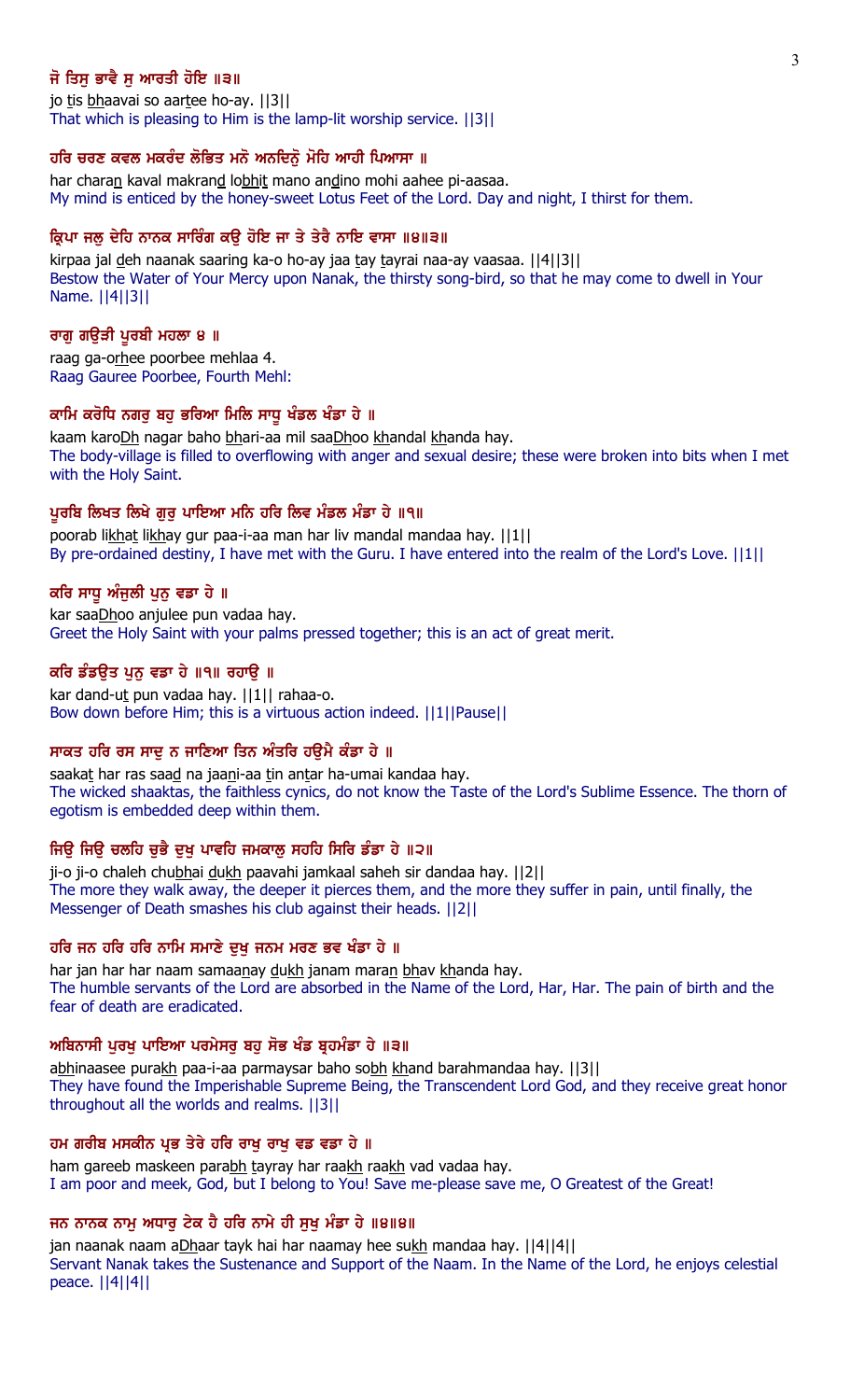**ਜੋ ਤਿਸੁ ਭਾਵੈ ਸੁ ਆਰਤੀ ਹੋਇ ॥੩॥**

jo tis bhaavai so aartee ho-ay. ||3||

That which is pleasing to Him is the lamp-lit worship service. ||3||

**ਹਰਿ ਚਰਣ ਕਵਲ ਮਕਰੰਦ ਲੋਭਿਤ ਮਨੋ ਅਨਦਿਨੋ ਮੋਹਿ ਆਹੀ ਪਿਆਸਾ ॥**

har charan kaval makrand lobhit mano andino mohi aahee pi-aasaa.

My mind is enticed by the honey-sweet Lotus Feet of the Lord. Day and night, I thirst for them.

**ਕ੍ਰਿਪਾ ਜਲੁ ਦੇਹਿ ਨਾਨਕ ਸਾਰਿੰਗ ਕਉ ਹੋਇ ਜਾ ਤੇ ਤੇਰੈ ਨਾਇ ਵਾਸਾ ॥੪॥੩॥**

kirpaa jal deh naanak saaring ka-o ho-ay jaa tay tayrai naa-ay vaasaa. ||4||3||

Bestow the Water of Your Mercy upon Nanak, the thirsty song-bird, so that he may come to dwell in Your Name. ||4||3||

**ਰਾਗੁ ਗਉੜੀ ਪੂਰਬੀ ਮਹਲਾ ੪ ॥**

raag ga-orhee poorbee mehlaa 4.

Raag Gauree Poorbee, Fourth Mehl:

**ਕਾਮਿ ਕਰੋਧਿ ਨਗਰੁ ਬਹੁ ਭਰਿਆ ਮਿਲਿ ਸਾਧੂ ਖੰਡਲ ਖੰਡਾ ਹੇ ॥**

kaam karoDh nagar baho bhari-aa mil saaDhoo khandal khanda hay.

The body-village is filled to overflowing with anger and sexual desire; these were broken into bits when I met with the Holy Saint.

**ਪੂਰਬਿ ਲਿਖਤ ਲਿਖੇ ਗੁਰੁ ਪਾਇਆ ਮਨਿ ਹਰਿ ਲਿਵ ਮੰਡਲ ਮੰਡਾ ਹੇ ॥੧॥**

poorab likhat likhay gur paa-i-aa man har liv mandal mandaa hay. ||1||

By pre-ordained destiny, I have met with the Guru. I have entered into the realm of the Lord's Love. ||1||

**ਕਰਿ ਸਾਧੂ ਅੰਜੁਲੀ ਪੁਨੁ ਵਡਾ ਹੇ ॥**

kar saaDhoo anjulee pun vadaa hay.

Greet the Holy Saint with your palms pressed together; this is an act of great merit.

**ਕਰਿ ਡੰਡਉਤ ਪੁਨੁ ਵਡਾ ਹੇ ॥੧॥ ਰਹਾਉ ॥**

kar dand-ut pun vadaa hay. ||1|| rahaa-o.

Bow down before Him; this is a virtuous action indeed. ||1||Pause||

**ਸਾਕਤ ਹਰਿ ਰਸ ਸਾਦੁ ਨ ਜਾਣਿਆ ਤਿਨ ਅੰਤਰਿ ਹਉਮੈ ਕੰਡਾ ਹੇ ॥**

saakat har ras saad na jaani-aa tin antar ha-umai kandaa hay.

The wicked shaaktas, the faithless cynics, do not know the Taste of the Lord's Sublime Essence. The thorn of egotism is embedded deep within them.

**ਜਿਉ ਜਿਉ ਚਲਹਿ ਚੁਭੈ ਦੁਖੁ ਪਾਵਹਿ ਜਮਕਾਲੁ ਸਹਹਿ ਸਿਰਿ ਡੰਡਾ ਹੇ ॥੨॥**

ji-o ji-o chaleh chubhai dukh paavahi jamkaal saheh sir dandaa hay. ||2||

The more they walk away, the deeper it pierces them, and the more they suffer in pain, until finally, the Messenger of Death smashes his club against their heads. ||2||

**ਹਰਿ ਜਨ ਹਰਿ ਹਰਿ ਨਾਮਿ ਸਮਾਣੇ ਦੁਖੁ ਜਨਮ ਮਰਣ ਭਵ ਖੰਡਾ ਹੇ ॥**

har jan har har naam samaanay dukh janam maran bhav khanda hay.

The humble servants of the Lord are absorbed in the Name of the Lord, Har, Har. The pain of birth and the fear of death are eradicated.

**ਅਬਿਨਾਸੀ ਪੁਰਖੁ ਪਾਇਆ ਪਰਮੇਸਰੁ ਬਹੁ ਸੋਭ ਖੰਡ ਬ੍ਰਹਮੰਡਾ ਹੇ ॥੩॥**

abhinaasee purakh paa-i-aa parmaysar baho sobh khand barahmandaa hay. ||3||

They have found the Imperishable Supreme Being, the Transcendent Lord God, and they receive great honor throughout all the worlds and realms. ||3||

**ਹਮ ਗਰੀਬ ਮਸਕੀਨ ਪ੍ਰਭ ਤੇਰੇ ਹਰਿ ਰਾਖੁ ਰਾਖੁ ਵਡ ਵਡਾ ਹੇ ॥**

ham gareeb maskeen parabh tayray har raakh raakh vad vadaa hay.

I am poor and meek, God, but I belong to You! Save me-please save me, O Greatest of the Great!

**ਜਨ ਨਾਨਕ ਨਾਮੁ ਅਧਾਰੁ ਟੇਕ ਹੈ ਹਰਿ ਨਾਮੇ ਹੀ ਸੁਖੁ ਮੰਡਾ ਹੇ ॥੪॥੪॥**

jan naanak naam aDhaar tayk hai har naamay hee sukh mandaa hay. ||4||4||

Servant Nanak takes the Sustenance and Support of the Naam. In the Name of the Lord, he enjoys celestial peace. ||4||4||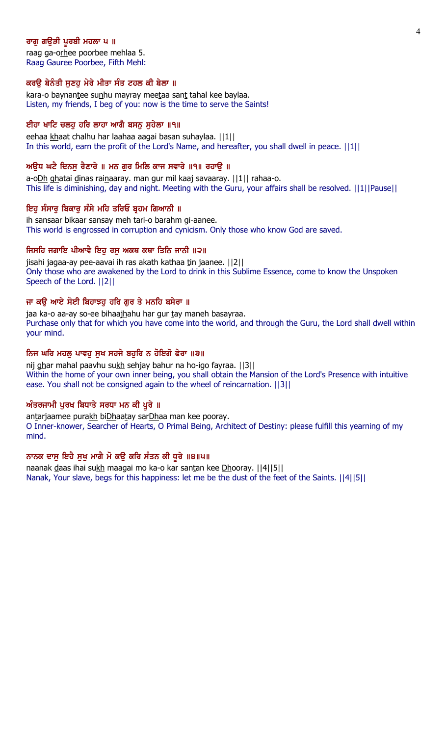**ਰਾਗੁ ਗਉੜੀ ਪੂਰਬੀ ਮਹਲਾ ੫ ॥**

raag ga-orhee poorbee mehlaa 5.
Raag Gauree Poorbee, Fifth Mehl:

**ਕਰਉ ਬੇਨੰਤੀ ਸੁਣਹੁ ਮੇਰੇ ਮੀਤਾ ਸੰਤ ਟਹਲ ਕੀ ਬੇਲਾ ॥**

kara-o baynantee sunhu mayray meetaa sant tahal kee baylaa.
Listen, my friends, I beg of you: now is the time to serve the Saints!

**ਈਹਾ ਖਾਟਿ ਚਲਹੁ ਹਰਿ ਲਾਹਾ ਆਗੈ ਬਸਨੁ ਸੁਹੇਲਾ ॥੧॥**

eehaa khaat chalhu har laahaa aagai basan suhaylaa. ||1||
In this world, earn the profit of the Lord's Name, and hereafter, you shall dwell in peace. ||1||

**ਅਉਧ ਘਟੈ ਦਿਨਸੁ ਰੈਣਾਰੇ ॥ ਮਨ ਗੁਰ ਮਿਲਿ ਕਾਜ ਸਵਾਰੇ ॥੧॥ ਰਹਾਉ ॥**

a-oDh ghatai dinas rainaaray. man gur mil kaaj savaaray. ||1|| rahaa-o.
This life is diminishing, day and night. Meeting with the Guru, your affairs shall be resolved. ||1||Pause||

**ਇਹੁ ਸੰਸਾਰੁ ਬਿਕਾਰੁ ਸੰਸੇ ਮਹਿ ਤਰਿਓ ਬ੍ਰਹਮ ਗਿਆਨੀ ॥**

ih sansaar bikaar sansay meh tari-o barahm gi-aanee.
This world is engrossed in corruption and cynicism. Only those who know God are saved.

**ਜਿਸਹਿ ਜਗਾਇ ਪੀਆਵੈ ਇਹੁ ਰਸੁ ਅਕਥ ਕਥਾ ਤਿਨਿ ਜਾਨੀ ॥੨॥**

jisahi jagaa-ay pee-aavai ih ras akath kathaa tin jaanee. ||2||
Only those who are awakened by the Lord to drink in this Sublime Essence, come to know the Unspoken Speech of the Lord. ||2||

**ਜਾ ਕਉ ਆਏ ਸੋਈ ਬਿਹਾਝਹੁ ਹਰਿ ਗੁਰ ਤੇ ਮਨਹਿ ਬਸੇਰਾ ॥**

jaa ka-o aa-ay so-ee bihaajhahu har gur tay maneh basayraa.
Purchase only that for which you have come into the world, and through the Guru, the Lord shall dwell within your mind.

**ਨਿਜ ਘਰਿ ਮਹਲੁ ਪਾਵਹੁ ਸੁਖ ਸਹਜੇ ਬਹੁਰਿ ਨ ਹੋਇਗੋ ਫੇਰਾ ॥੩॥**

nij ghar mahal paavhu sukh sehjay bahur na ho-igo fayraa. ||3||
Within the home of your own inner being, you shall obtain the Mansion of the Lord's Presence with intuitive ease. You shall not be consigned again to the wheel of reincarnation. ||3||

**ਅੰਤਰਜਾਮੀ ਪੁਰਖ ਬਿਧਾਤੇ ਸਰਧਾ ਮਨ ਕੀ ਪੂਰੇ ॥**

antarjaamee purakh biDhaatay sarDhaa man kee pooray.
O Inner-knower, Searcher of Hearts, O Primal Being, Architect of Destiny: please fulfill this yearning of my mind.

**ਨਾਨਕ ਦਾਸੁ ਇਹੈ ਸੁਖੁ ਮਾਗੈ ਮੋ ਕਉ ਕਰਿ ਸੰਤਨ ਕੀ ਧੂਰੇ ॥੪॥੫॥**

naanak daas ihai sukh maagai mo ka-o kar santan kee Dhooray. ||4||5||
Nanak, Your slave, begs for this happiness: let me be the dust of the feet of the Saints. ||4||5||